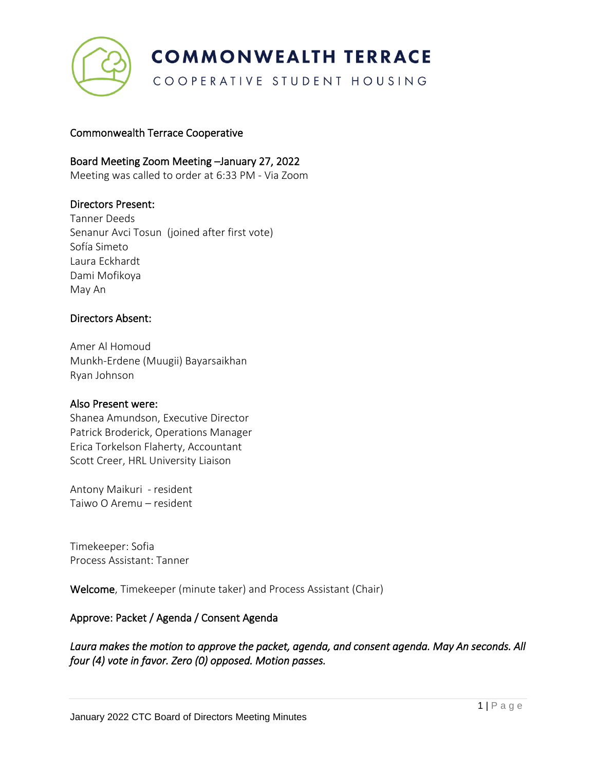# COMMONWEALTH TERRACE

COOPERATIVE STUDENT HOUSING

Commonwealth Terrace Cooperative

Board Meeting Zoom Meeting –January 27, 2022

Meeting was called to order at 6:33 PM - Via Zoom

Directors Present:

Tanner Deeds
Senanur Avci Tosun (joined after first vote)
Sofía Simeto
Laura Eckhardt
Dami Mofikoya
May An

Directors Absent:

Amer Al Homoud
Munkh-Erdene (Muugii) Bayarsaikhan
Ryan Johnson

Also Present were:

Shanea Amundson, Executive Director
Patrick Broderick, Operations Manager
Erica Torkelson Flaherty, Accountant
Scott Creer, HRL University Liaison

Antony Maikuri - resident
Taiwo O Aremu – resident

Timekeeper: Sofia
Process Assistant: Tanner

**Welcome**, Timekeeper (minute taker) and Process Assistant (Chair)

Approve: Packet / Agenda / Consent Agenda

*Laura makes the motion to approve the packet, agenda, and consent agenda. May An seconds. All four (4) vote in favor. Zero (0) opposed. Motion passes.*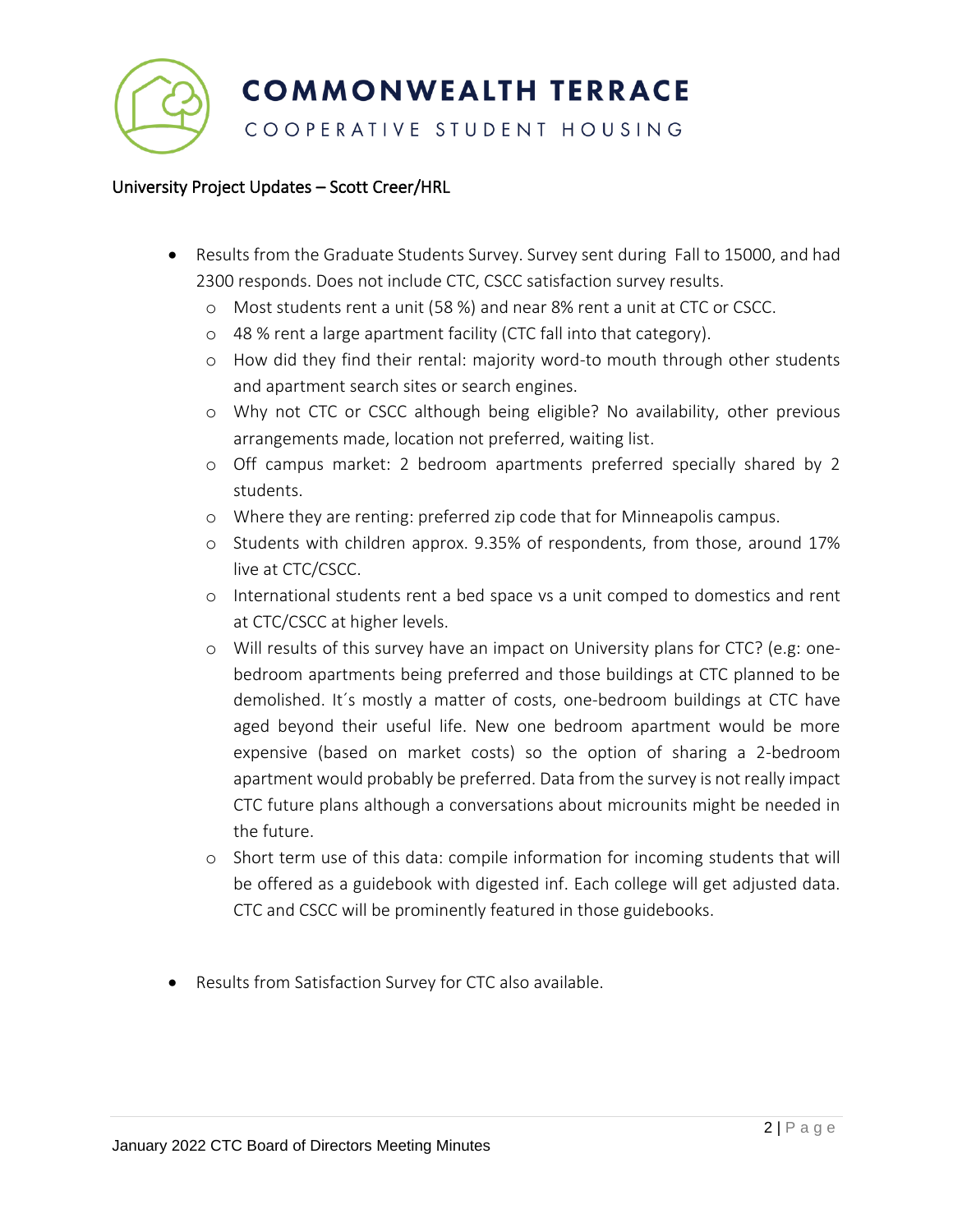University Project Updates – Scott Creer/HRL

- Results from the Graduate Students Survey. Survey sent during Fall to 15000, and had 2300 responds. Does not include CTC, CSCC satisfaction survey results.
  - Most students rent a unit (58 %) and near 8% rent a unit at CTC or CSCC.
  - 48 % rent a large apartment facility (CTC fall into that category).
  - How did they find their rental: majority word-to mouth through other students and apartment search sites or search engines.
  - Why not CTC or CSCC although being eligible? No availability, other previous arrangements made, location not preferred, waiting list.
  - Off campus market: 2 bedroom apartments preferred specially shared by 2 students.
  - Where they are renting: preferred zip code that for Minneapolis campus.
  - Students with children approx. 9.35% of respondents, from those, around 17% live at CTC/CSCC.
  - International students rent a bed space vs a unit comped to domestics and rent at CTC/CSCC at higher levels.
  - Will results of this survey have an impact on University plans for CTC? (e.g: one-bedroom apartments being preferred and those buildings at CTC planned to be demolished. It´s mostly a matter of costs, one-bedroom buildings at CTC have aged beyond their useful life. New one bedroom apartment would be more expensive (based on market costs) so the option of sharing a 2-bedroom apartment would probably be preferred. Data from the survey is not really impact CTC future plans although a conversations about microunits might be needed in the future.
  - Short term use of this data: compile information for incoming students that will be offered as a guidebook with digested inf. Each college will get adjusted data. CTC and CSCC will be prominently featured in those guidebooks.

- Results from Satisfaction Survey for CTC also available.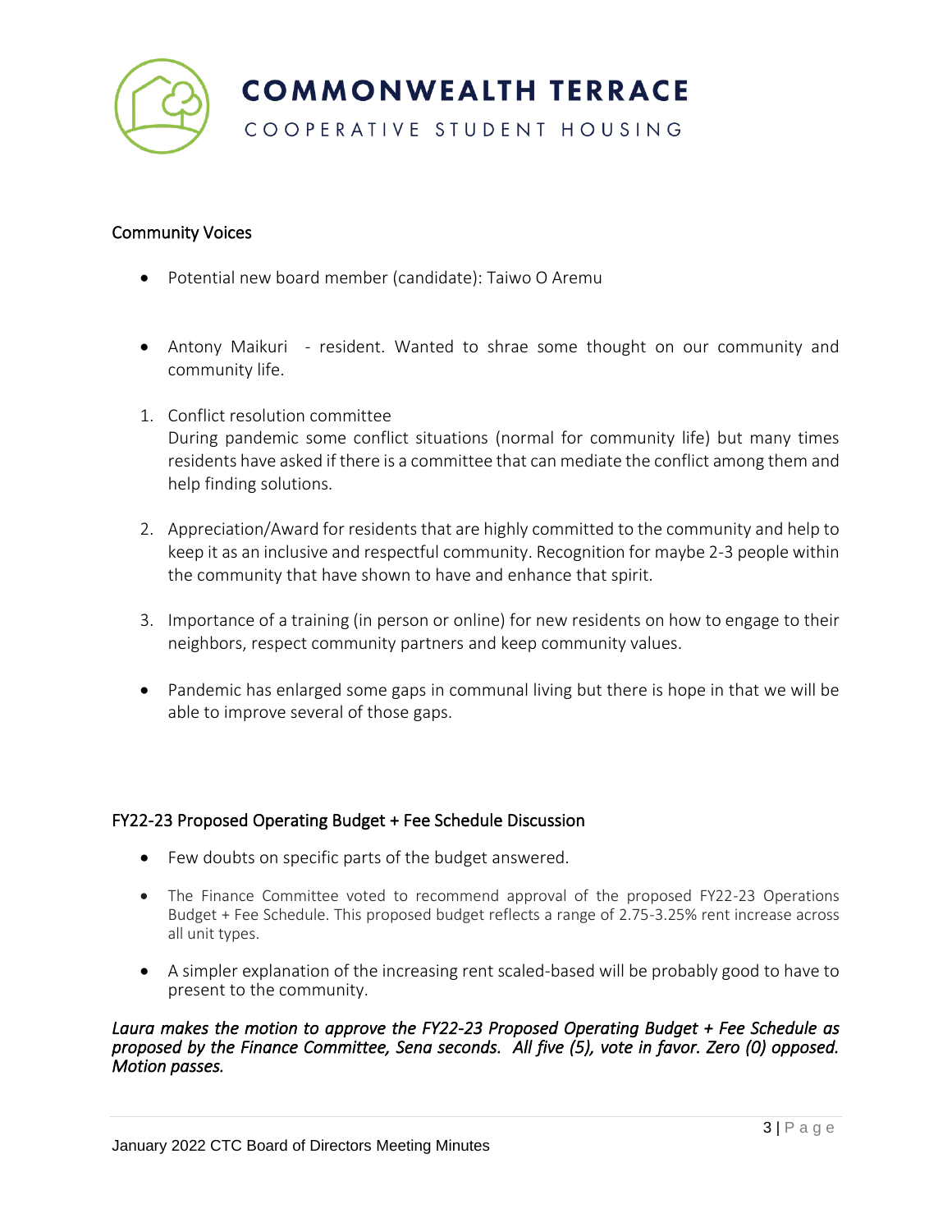## Community Voices

- Potential new board member (candidate): Taiwo O Aremu

- Antony Maikuri - resident. Wanted to shrae some thought on our community and community life.

1. Conflict resolution committee
   During pandemic some conflict situations (normal for community life) but many times residents have asked if there is a committee that can mediate the conflict among them and help finding solutions.

2. Appreciation/Award for residents that are highly committed to the community and help to keep it as an inclusive and respectful community. Recognition for maybe 2-3 people within the community that have shown to have and enhance that spirit.

3. Importance of a training (in person or online) for new residents on how to engage to their neighbors, respect community partners and keep community values.

- Pandemic has enlarged some gaps in communal living but there is hope in that we will be able to improve several of those gaps.

## FY22-23 Proposed Operating Budget + Fee Schedule Discussion

- Few doubts on specific parts of the budget answered.
- The Finance Committee voted to recommend approval of the proposed FY22-23 Operations Budget + Fee Schedule. This proposed budget reflects a range of 2.75-3.25% rent increase across all unit types.
- A simpler explanation of the increasing rent scaled-based will be probably good to have to present to the community.

*Laura makes the motion to approve the FY22-23 Proposed Operating Budget + Fee Schedule as proposed by the Finance Committee, Sena seconds. All five (5), vote in favor. Zero (0) opposed. Motion passes.*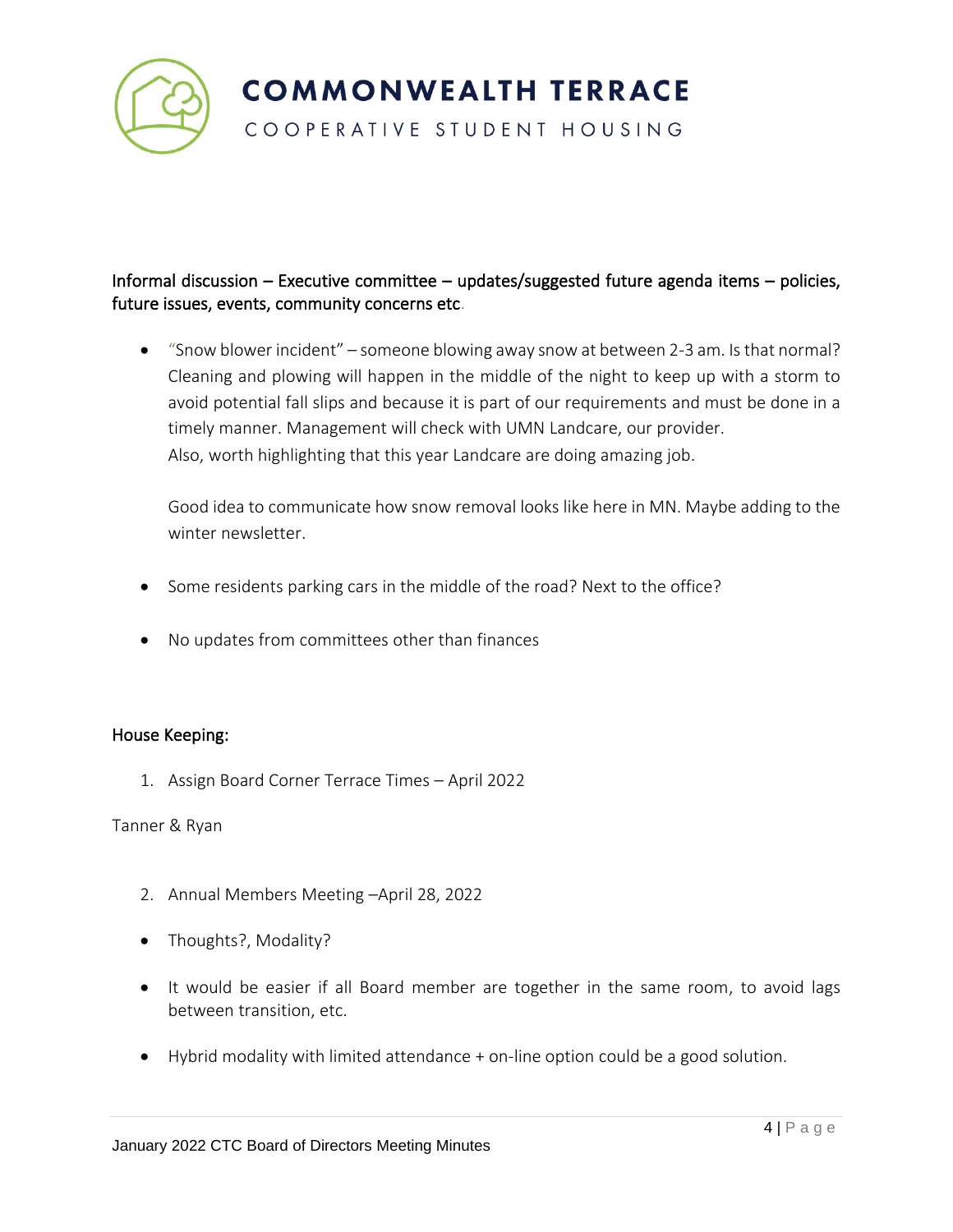Informal discussion – Executive committee – updates/suggested future agenda items – policies, future issues, events, community concerns etc.

- "Snow blower incident" – someone blowing away snow at between 2-3 am. Is that normal? Cleaning and plowing will happen in the middle of the night to keep up with a storm to avoid potential fall slips and because it is part of our requirements and must be done in a timely manner. Management will check with UMN Landcare, our provider.
  Also, worth highlighting that this year Landcare are doing amazing job.

  Good idea to communicate how snow removal looks like here in MN. Maybe adding to the winter newsletter.

- Some residents parking cars in the middle of the road? Next to the office?

- No updates from committees other than finances

House Keeping:

1. Assign Board Corner Terrace Times – April 2022

Tanner & Ryan

2. Annual Members Meeting –April 28, 2022

- Thoughts?, Modality?

- It would be easier if all Board member are together in the same room, to avoid lags between transition, etc.

- Hybrid modality with limited attendance + on-line option could be a good solution.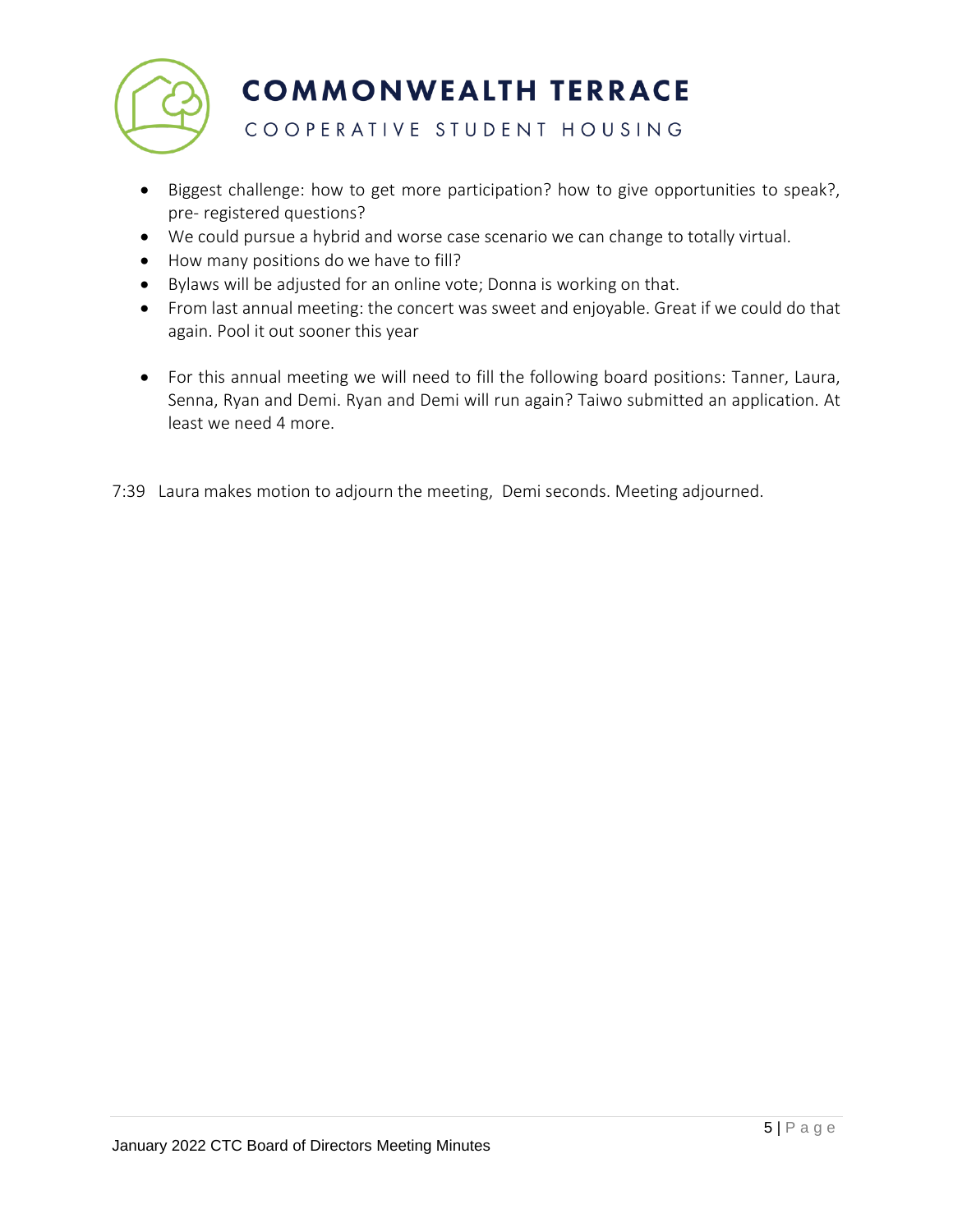- Biggest challenge: how to get more participation? how to give opportunities to speak?, pre- registered questions?
- We could pursue a hybrid and worse case scenario we can change to totally virtual.
- How many positions do we have to fill?
- Bylaws will be adjusted for an online vote; Donna is working on that.
- From last annual meeting: the concert was sweet and enjoyable. Great if we could do that again. Pool it out sooner this year

- For this annual meeting we will need to fill the following board positions: Tanner, Laura, Senna, Ryan and Demi. Ryan and Demi will run again? Taiwo submitted an application. At least we need 4 more.

7:39 Laura makes motion to adjourn the meeting, Demi seconds. Meeting adjourned.